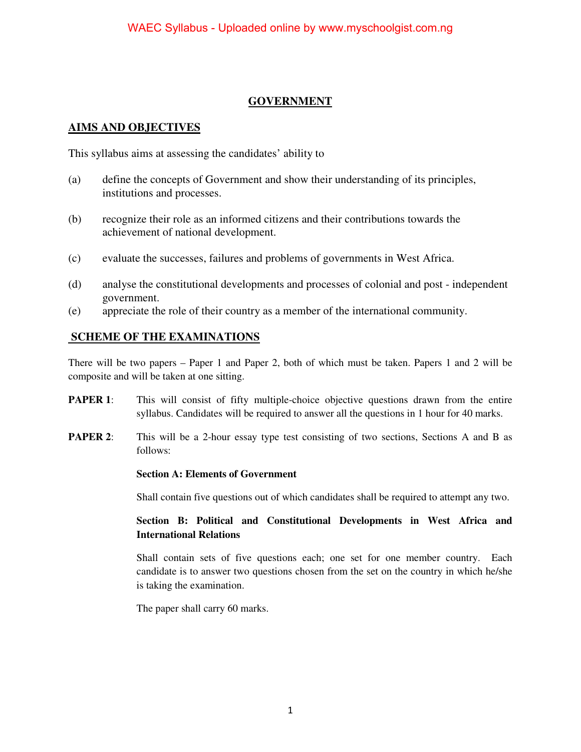# GOVERNMENT

## AIMS AND OBJECTIVES

This syllabus aims at assessing the candidates' ability to

(a) define the concepts of Government and show their understanding of its principles, institutions and processes.

(b) recognize their role as an informed citizens and their contributions towards the achievement of national development.

(c) evaluate the successes, failures and problems of governments in West Africa.

(d) analyse the constitutional developments and processes of colonial and post - independent government.

(e) appreciate the role of their country as a member of the international community.

## SCHEME OF THE EXAMINATIONS

There will be two papers – Paper 1 and Paper 2, both of which must be taken. Papers 1 and 2 will be composite and will be taken at one sitting.

**PAPER 1**: This will consist of fifty multiple-choice objective questions drawn from the entire syllabus. Candidates will be required to answer all the questions in 1 hour for 40 marks.

**PAPER 2**: This will be a 2-hour essay type test consisting of two sections, Sections A and B as follows:

**Section A: Elements of Government**

Shall contain five questions out of which candidates shall be required to attempt any two.

**Section B: Political and Constitutional Developments in West Africa and International Relations**

Shall contain sets of five questions each; one set for one member country. Each candidate is to answer two questions chosen from the set on the country in which he/she is taking the examination.

The paper shall carry 60 marks.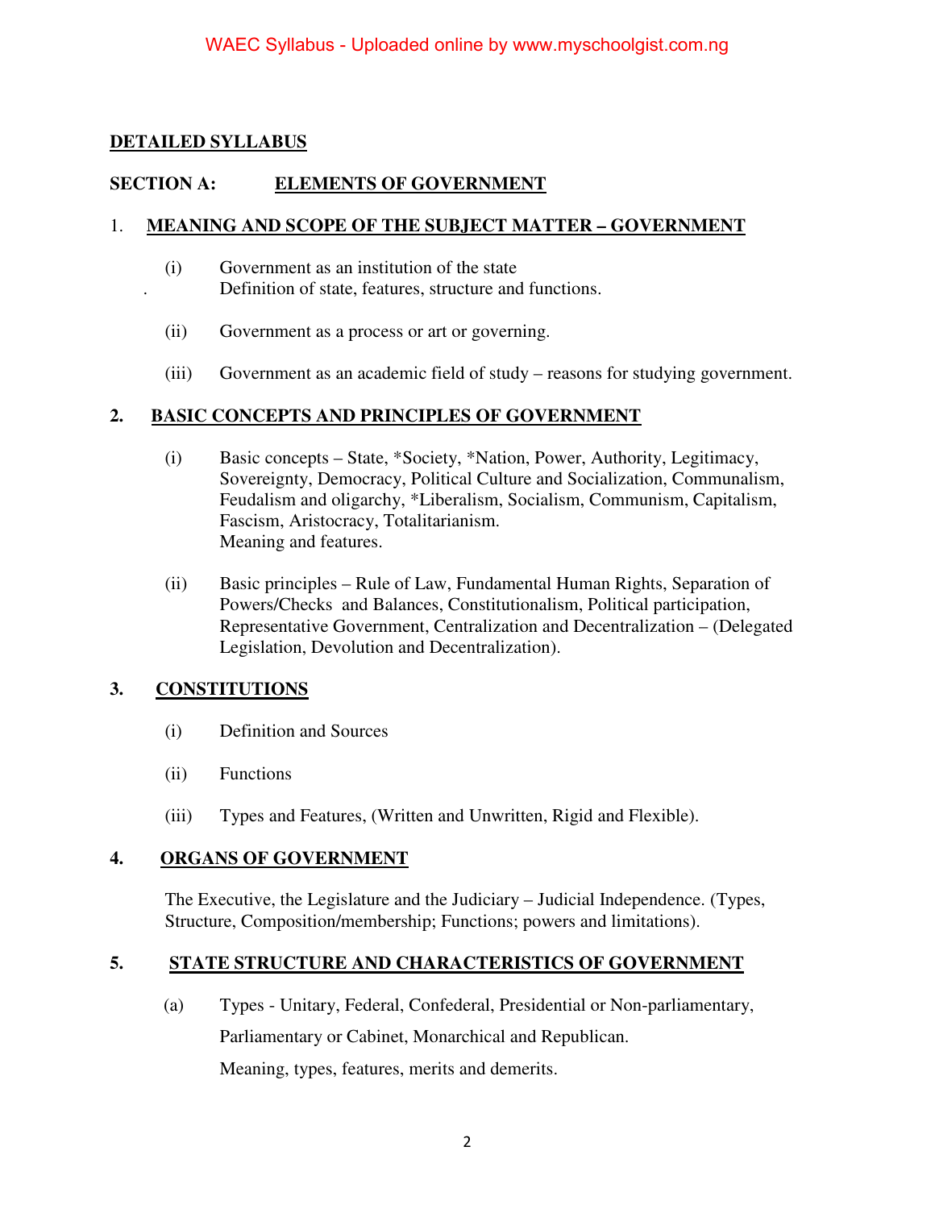## DETAILED SYLLABUS

### SECTION A: ELEMENTS OF GOVERNMENT

**1. MEANING AND SCOPE OF THE SUBJECT MATTER – GOVERNMENT**

(i) Government as an institution of the state
Definition of state, features, structure and functions.

(ii) Government as a process or art or governing.

(iii) Government as an academic field of study – reasons for studying government.

**2. BASIC CONCEPTS AND PRINCIPLES OF GOVERNMENT**

(i) Basic concepts – State, *Society, *Nation, Power, Authority, Legitimacy, Sovereignty, Democracy, Political Culture and Socialization, Communalism, Feudalism and oligarchy, *Liberalism, Socialism, Communism, Capitalism, Fascism, Aristocracy, Totalitarianism.
Meaning and features.

(ii) Basic principles – Rule of Law, Fundamental Human Rights, Separation of Powers/Checks and Balances, Constitutionalism, Political participation, Representative Government, Centralization and Decentralization – (Delegated Legislation, Devolution and Decentralization).

**3. CONSTITUTIONS**

(i) Definition and Sources

(ii) Functions

(iii) Types and Features, (Written and Unwritten, Rigid and Flexible).

**4. ORGANS OF GOVERNMENT**

The Executive, the Legislature and the Judiciary – Judicial Independence. (Types, Structure, Composition/membership; Functions; powers and limitations).

**5. STATE STRUCTURE AND CHARACTERISTICS OF GOVERNMENT**

(a) Types - Unitary, Federal, Confederal, Presidential or Non-parliamentary, Parliamentary or Cabinet, Monarchical and Republican.
Meaning, types, features, merits and demerits.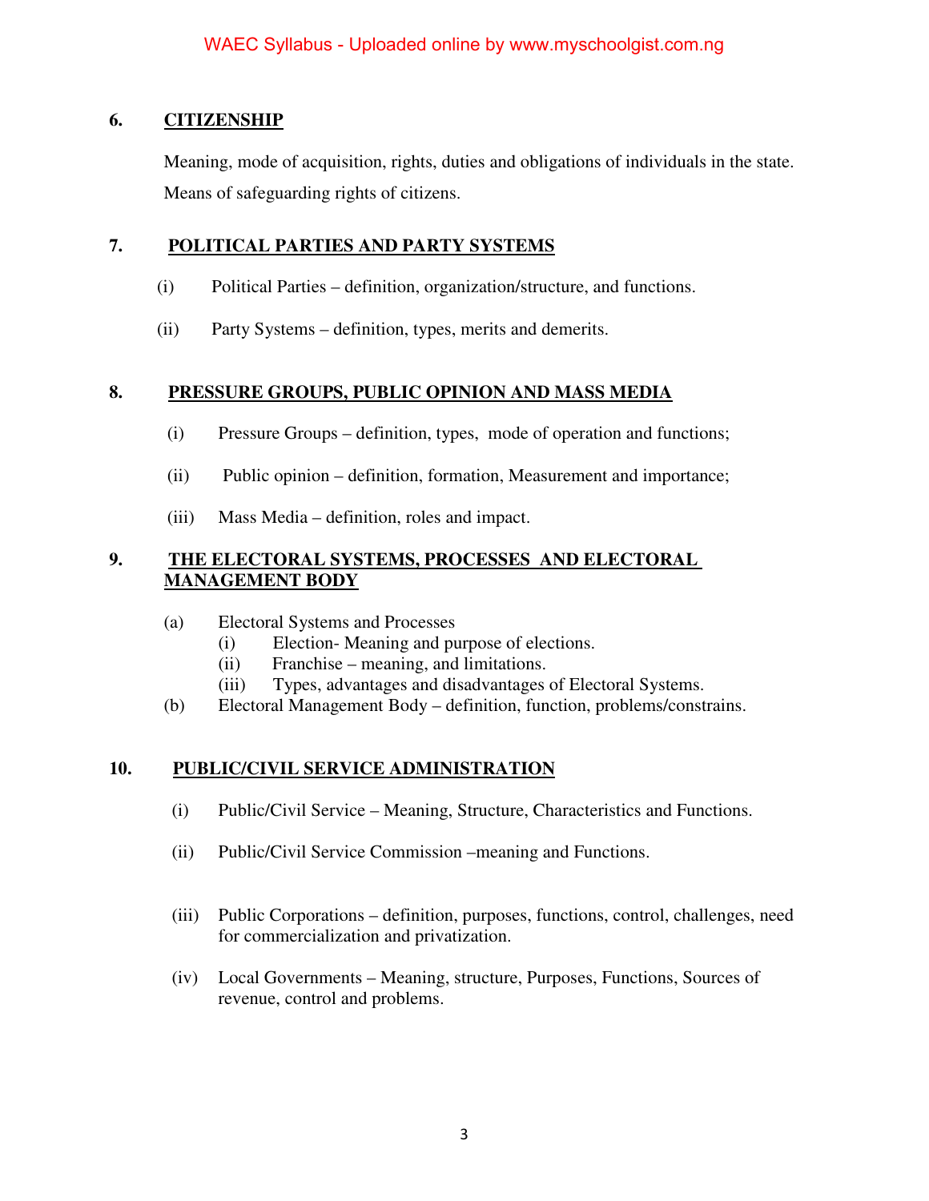## 6. CITIZENSHIP

Meaning, mode of acquisition, rights, duties and obligations of individuals in the state. Means of safeguarding rights of citizens.

## 7. POLITICAL PARTIES AND PARTY SYSTEMS

(i) Political Parties – definition, organization/structure, and functions.

(ii) Party Systems – definition, types, merits and demerits.

## 8. PRESSURE GROUPS, PUBLIC OPINION AND MASS MEDIA

(i) Pressure Groups – definition, types, mode of operation and functions;

(ii) Public opinion – definition, formation, Measurement and importance;

(iii) Mass Media – definition, roles and impact.

## 9. THE ELECTORAL SYSTEMS, PROCESSES AND ELECTORAL MANAGEMENT BODY

(a) Electoral Systems and Processes
   - (i) Election- Meaning and purpose of elections.
   - (ii) Franchise – meaning, and limitations.
   - (iii) Types, advantages and disadvantages of Electoral Systems.

(b) Electoral Management Body – definition, function, problems/constrains.

## 10. PUBLIC/CIVIL SERVICE ADMINISTRATION

(i) Public/Civil Service – Meaning, Structure, Characteristics and Functions.

(ii) Public/Civil Service Commission –meaning and Functions.

(iii) Public Corporations – definition, purposes, functions, control, challenges, need for commercialization and privatization.

(iv) Local Governments – Meaning, structure, Purposes, Functions, Sources of revenue, control and problems.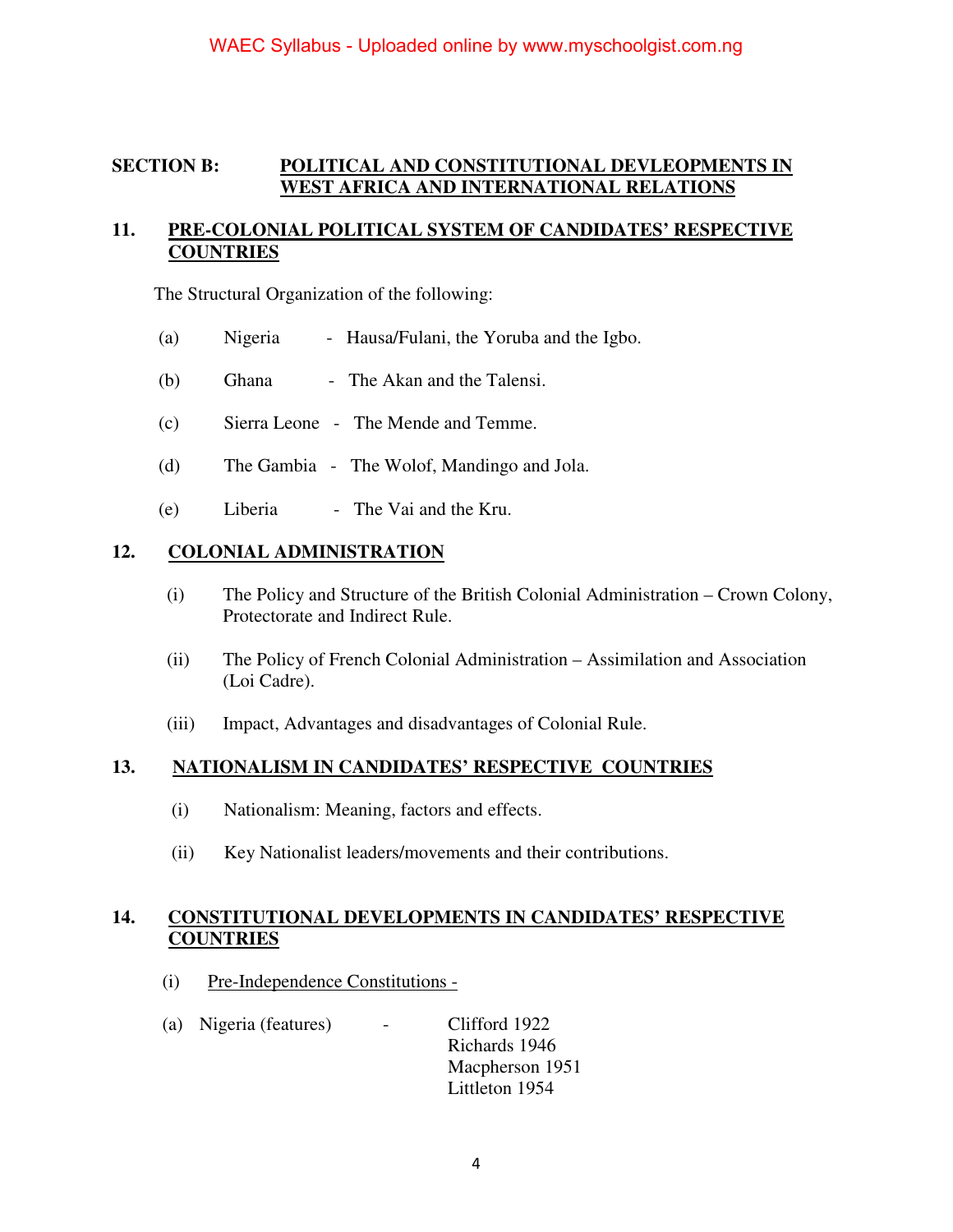## SECTION B: POLITICAL AND CONSTITUTIONAL DEVLEOPMENTS IN WEST AFRICA AND INTERNATIONAL RELATIONS

### 11. PRE-COLONIAL POLITICAL SYSTEM OF CANDIDATES' RESPECTIVE COUNTRIES

The Structural Organization of the following:

(a) Nigeria - Hausa/Fulani, the Yoruba and the Igbo.

(b) Ghana - The Akan and the Talensi.

(c) Sierra Leone - The Mende and Temme.

(d) The Gambia - The Wolof, Mandingo and Jola.

(e) Liberia - The Vai and the Kru.

### 12. COLONIAL ADMINISTRATION

(i) The Policy and Structure of the British Colonial Administration – Crown Colony, Protectorate and Indirect Rule.

(ii) The Policy of French Colonial Administration – Assimilation and Association (Loi Cadre).

(iii) Impact, Advantages and disadvantages of Colonial Rule.

### 13. NATIONALISM IN CANDIDATES' RESPECTIVE COUNTRIES

(i) Nationalism: Meaning, factors and effects.

(ii) Key Nationalist leaders/movements and their contributions.

### 14. CONSTITUTIONAL DEVELOPMENTS IN CANDIDATES' RESPECTIVE COUNTRIES

(i) Pre-Independence Constitutions -

(a) Nigeria (features) - Clifford 1922
Richards 1946
Macpherson 1951
Littleton 1954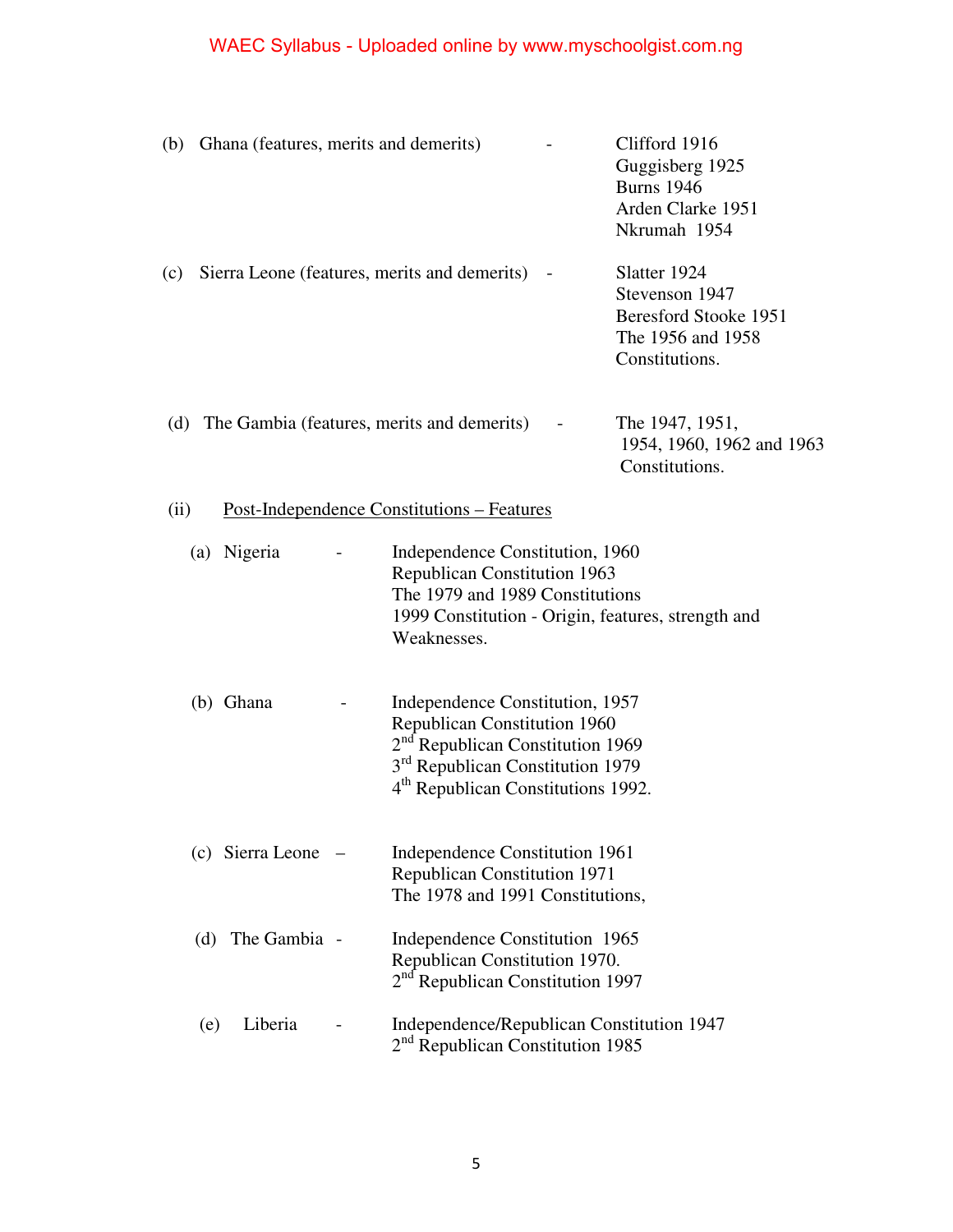(b) Ghana (features, merits and demerits) - Clifford 1916
Guggisberg 1925
Burns 1946
Arden Clarke 1951
Nkrumah 1954

(c) Sierra Leone (features, merits and demerits) - Slatter 1924
Stevenson 1947
Beresford Stooke 1951
The 1956 and 1958 Constitutions.

(d) The Gambia (features, merits and demerits) - The 1947, 1951, 1954, 1960, 1962 and 1963 Constitutions.

(ii) <u>Post-Independence Constitutions – Features</u>

(a) Nigeria - Independence Constitution, 1960
Republican Constitution 1963
The 1979 and 1989 Constitutions
1999 Constitution - Origin, features, strength and Weaknesses.

(b) Ghana - Independence Constitution, 1957
Republican Constitution 1960
2nd Republican Constitution 1969
3rd Republican Constitution 1979
4th Republican Constitutions 1992.

(c) Sierra Leone – Independence Constitution 1961
Republican Constitution 1971
The 1978 and 1991 Constitutions,

(d) The Gambia - Independence Constitution 1965
Republican Constitution 1970.
2nd Republican Constitution 1997

(e) Liberia - Independence/Republican Constitution 1947
2nd Republican Constitution 1985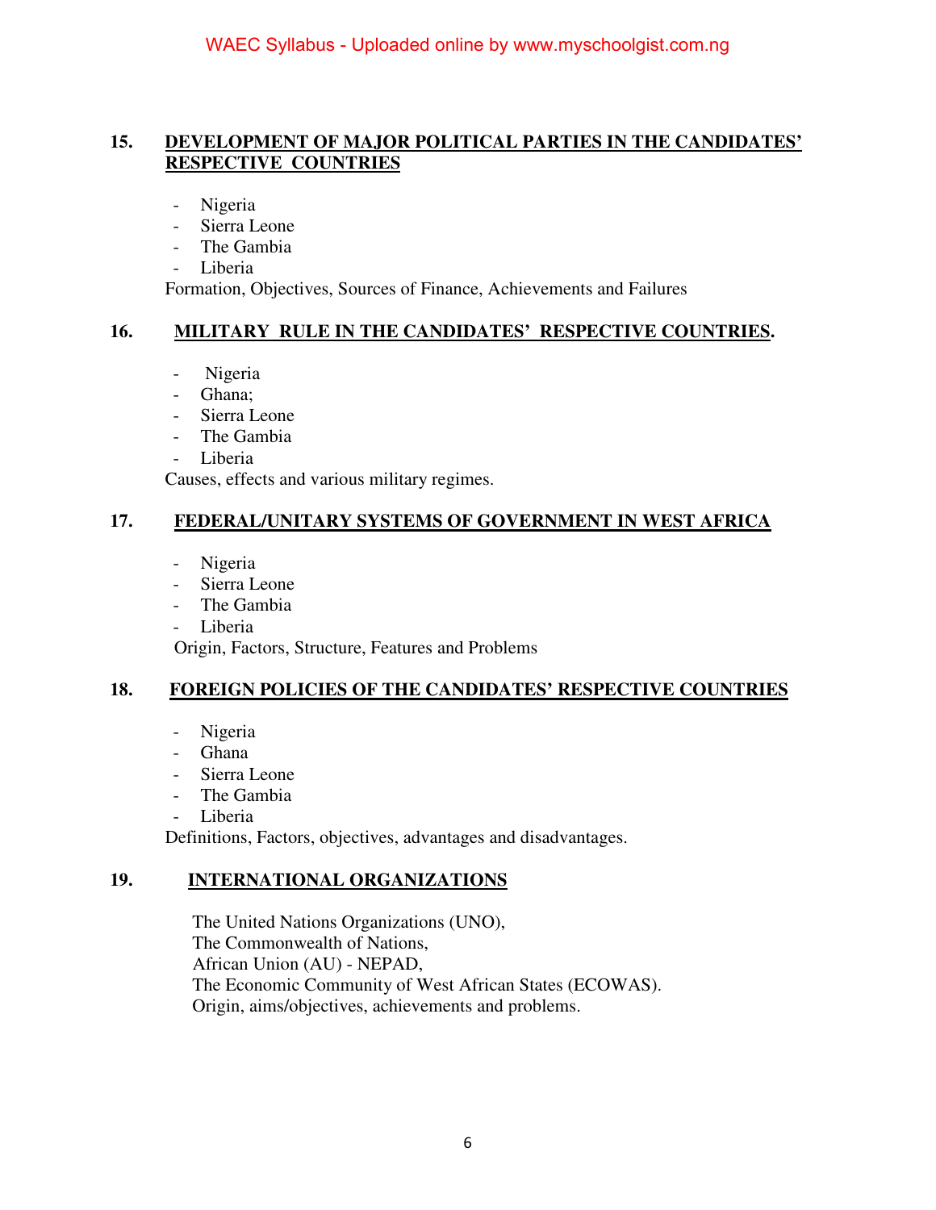**15. DEVELOPMENT OF MAJOR POLITICAL PARTIES IN THE CANDIDATES' RESPECTIVE COUNTRIES**

- Nigeria
- Sierra Leone
- The Gambia
- Liberia

Formation, Objectives, Sources of Finance, Achievements and Failures

**16. MILITARY RULE IN THE CANDIDATES' RESPECTIVE COUNTRIES.**

- Nigeria
- Ghana;
- Sierra Leone
- The Gambia
- Liberia

Causes, effects and various military regimes.

**17. FEDERAL/UNITARY SYSTEMS OF GOVERNMENT IN WEST AFRICA**

- Nigeria
- Sierra Leone
- The Gambia
- Liberia

Origin, Factors, Structure, Features and Problems

**18. FOREIGN POLICIES OF THE CANDIDATES' RESPECTIVE COUNTRIES**

- Nigeria
- Ghana
- Sierra Leone
- The Gambia
- Liberia

Definitions, Factors, objectives, advantages and disadvantages.

**19. INTERNATIONAL ORGANIZATIONS**

The United Nations Organizations (UNO),
The Commonwealth of Nations,
African Union (AU) - NEPAD,
The Economic Community of West African States (ECOWAS).
Origin, aims/objectives, achievements and problems.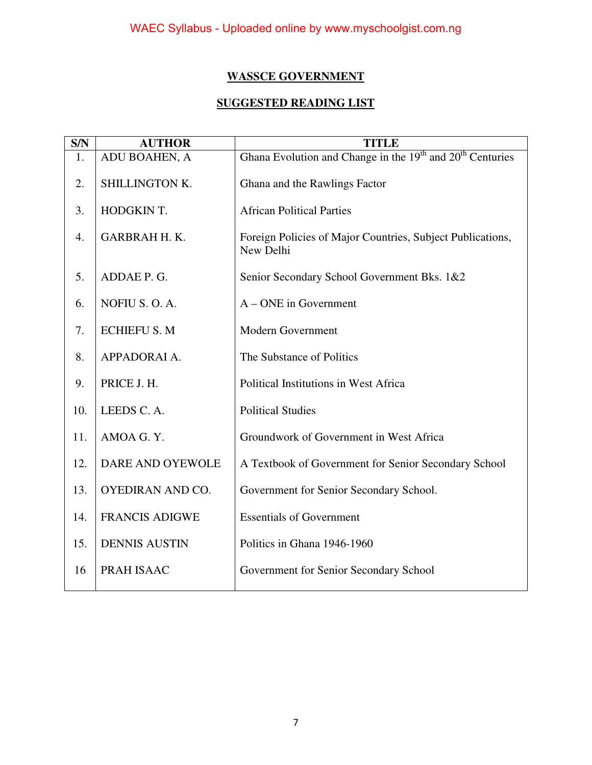## WASSCE GOVERNMENT

## SUGGESTED READING LIST

| S/N | AUTHOR | TITLE |
|---|---|---|
| 1. | ADU BOAHEN, A | Ghana Evolution and Change in the 19th and 20th Centuries |
| 2. | SHILLINGTON K. | Ghana and the Rawlings Factor |
| 3. | HODGKIN T. | African Political Parties |
| 4. | GARBRAH H. K. | Foreign Policies of Major Countries, Subject Publications, New Delhi |
| 5. | ADDAE P. G. | Senior Secondary School Government Bks. 1&2 |
| 6. | NOFIU S. O. A. | A – ONE in Government |
| 7. | ECHIEFU S. M | Modern Government |
| 8. | APPADORAI A. | The Substance of Politics |
| 9. | PRICE J. H. | Political Institutions in West Africa |
| 10. | LEEDS C. A. | Political Studies |
| 11. | AMOA G. Y. | Groundwork of Government in West Africa |
| 12. | DARE AND OYEWOLE | A Textbook of Government for Senior Secondary School |
| 13. | OYEDIRAN AND CO. | Government for Senior Secondary School. |
| 14. | FRANCIS ADIGWE | Essentials of Government |
| 15. | DENNIS AUSTIN | Politics in Ghana 1946-1960 |
| 16 | PRAH ISAAC | Government for Senior Secondary School |